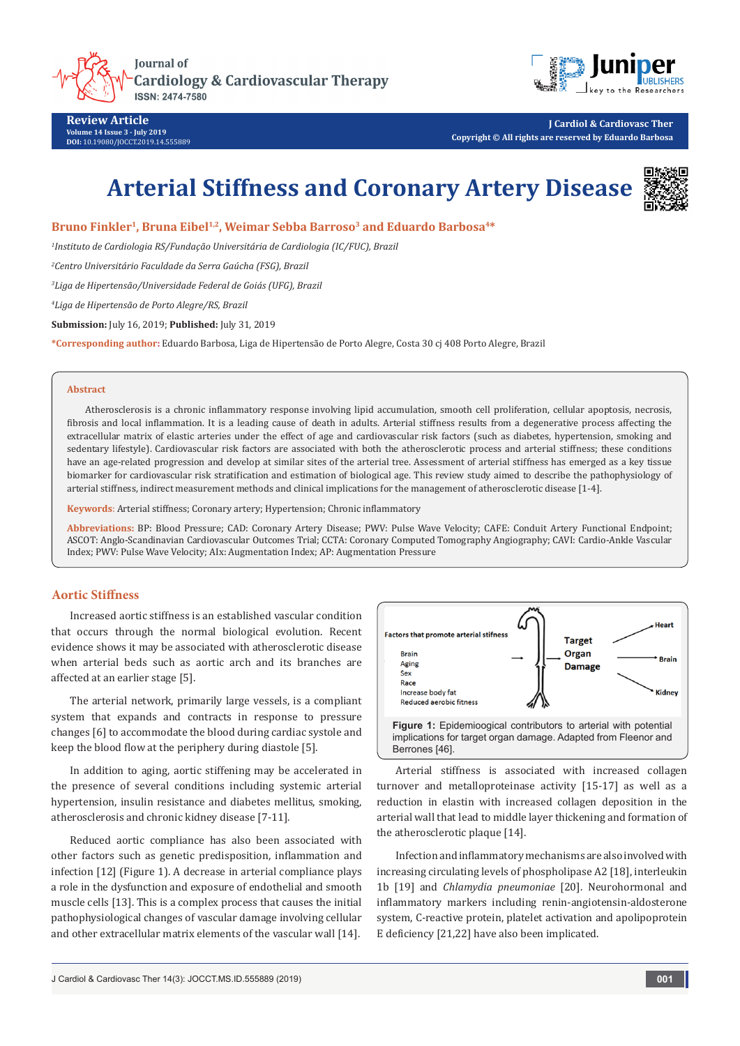# Arterial Stiffness and Coronary Artery Disease

**Bruno Finkler[1], Bruna Eibel[1,2], Weimar Sebba Barroso[3] and Eduardo Barbosa[4]***

[1]*Instituto de Cardiologia RS/Fundação Universitária de Cardiologia (IC/FUC), Brazil*

[2]*Centro Universitário Faculdade da Serra Gaúcha (FSG), Brazil*

[3]*Liga de Hipertensão/Universidade Federal de Goiás (UFG), Brazil*

[4]*Liga de Hipertensão de Porto Alegre/RS, Brazil*

**Submission:** July 16, 2019; **Published:** July 31, 2019

***Corresponding author:** Eduardo Barbosa, Liga de Hipertensão de Porto Alegre, Costa 30 cj 408 Porto Alegre, Brazil

## Abstract

Atherosclerosis is a chronic inflammatory response involving lipid accumulation, smooth cell proliferation, cellular apoptosis, necrosis, fibrosis and local inflammation. It is a leading cause of death in adults. Arterial stiffness results from a degenerative process affecting the extracellular matrix of elastic arteries under the effect of age and cardiovascular risk factors (such as diabetes, hypertension, smoking and sedentary lifestyle). Cardiovascular risk factors are associated with both the atherosclerotic process and arterial stiffness; these conditions have an age-related progression and develop at similar sites of the arterial tree. Assessment of arterial stiffness has emerged as a key tissue biomarker for cardiovascular risk stratification and estimation of biological age. This review study aimed to describe the pathophysiology of arterial stiffness, indirect measurement methods and clinical implications for the management of atherosclerotic disease [1-4].

**Keywords**: Arterial stiffness; Coronary artery; Hypertension; Chronic inflammatory

**Abbreviations:** BP: Blood Pressure; CAD: Coronary Artery Disease; PWV: Pulse Wave Velocity; CAFE: Conduit Artery Functional Endpoint; ASCOT: Anglo-Scandinavian Cardiovascular Outcomes Trial; CCTA: Coronary Computed Tomography Angiography; CAVI: Cardio-Ankle Vascular Index; PWV: Pulse Wave Velocity; AIx: Augmentation Index; AP: Augmentation Pressure

## Aortic Stiffness

Increased aortic stiffness is an established vascular condition that occurs through the normal biological evolution. Recent evidence shows it may be associated with atherosclerotic disease when arterial beds such as aortic arch and its branches are affected at an earlier stage [5].

The arterial network, primarily large vessels, is a compliant system that expands and contracts in response to pressure changes [6] to accommodate the blood during cardiac systole and keep the blood flow at the periphery during diastole [5].

In addition to aging, aortic stiffening may be accelerated in the presence of several conditions including systemic arterial hypertension, insulin resistance and diabetes mellitus, smoking, atherosclerosis and chronic kidney disease [7-11].

Reduced aortic compliance has also been associated with other factors such as genetic predisposition, inflammation and infection [12] (Figure 1). A decrease in arterial compliance plays a role in the dysfunction and exposure of endothelial and smooth muscle cells [13]. This is a complex process that causes the initial pathophysiological changes of vascular damage involving cellular and other extracellular matrix elements of the vascular wall [14].

Factors that promote arterial stiffness: Brain, Aging, Sex, Race, Increase body fat, Reduced aerobic fitness → Target Organ Damage → Heart, Brain, Kidney

**Figure 1:** Epidemioogical contributors to arterial with potential implications for target organ damage. Adapted from Fleenor and Berrones [46].

Arterial stiffness is associated with increased collagen turnover and metalloproteinase activity [15-17] as well as a reduction in elastin with increased collagen deposition in the arterial wall that lead to middle layer thickening and formation of the atherosclerotic plaque [14].

Infection and inflammatory mechanisms are also involved with increasing circulating levels of phospholipase A2 [18], interleukin 1b [19] and *Chlamydia pneumoniae* [20]. Neurohormonal and inflammatory markers including renin-angiotensin-aldosterone system, C-reactive protein, platelet activation and apolipoprotein E deficiency [21,22] have also been implicated.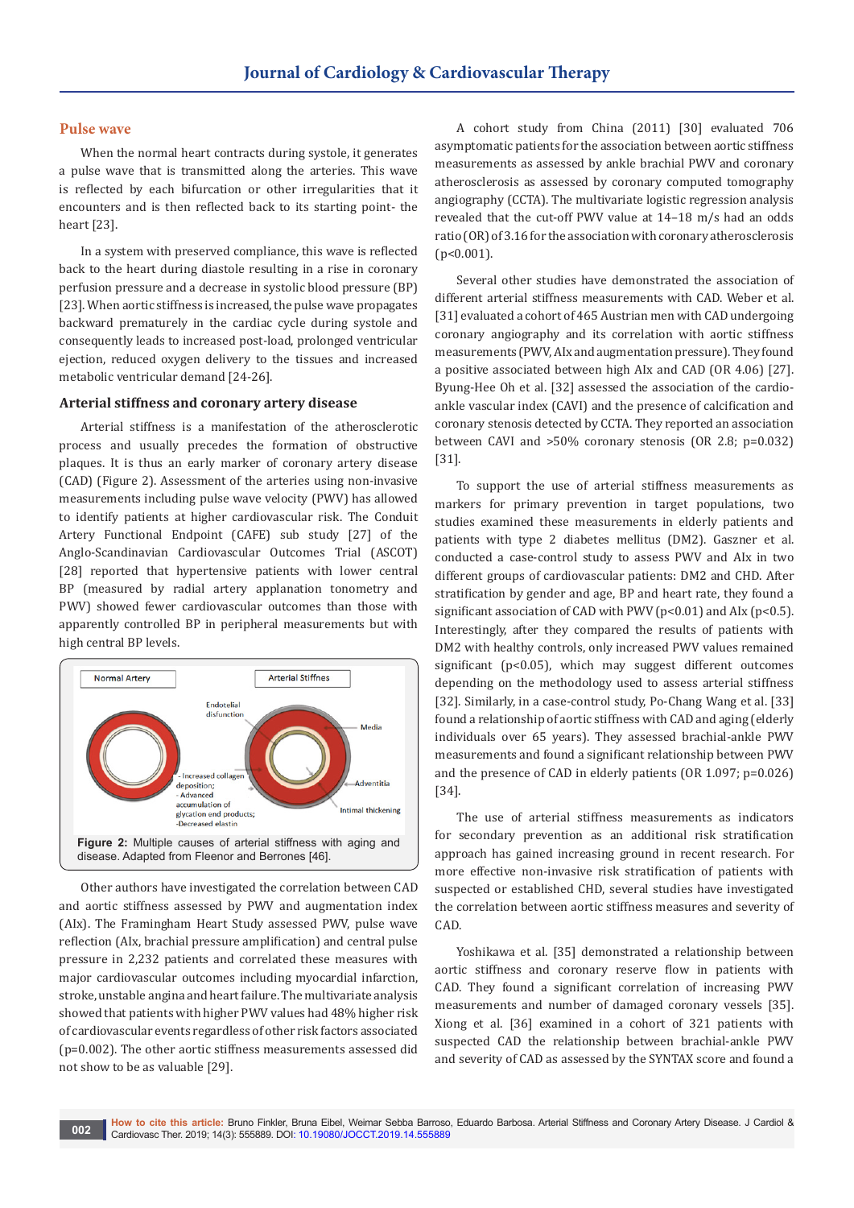## Pulse wave

When the normal heart contracts during systole, it generates a pulse wave that is transmitted along the arteries. This wave is reflected by each bifurcation or other irregularities that it encounters and is then reflected back to its starting point- the heart [23].

In a system with preserved compliance, this wave is reflected back to the heart during diastole resulting in a rise in coronary perfusion pressure and a decrease in systolic blood pressure (BP) [23]. When aortic stiffness is increased, the pulse wave propagates backward prematurely in the cardiac cycle during systole and consequently leads to increased post-load, prolonged ventricular ejection, reduced oxygen delivery to the tissues and increased metabolic ventricular demand [24-26].

### Arterial stiffness and coronary artery disease

Arterial stiffness is a manifestation of the atherosclerotic process and usually precedes the formation of obstructive plaques. It is thus an early marker of coronary artery disease (CAD) (Figure 2). Assessment of the arteries using non-invasive measurements including pulse wave velocity (PWV) has allowed to identify patients at higher cardiovascular risk. The Conduit Artery Functional Endpoint (CAFE) sub study [27] of the Anglo-Scandinavian Cardiovascular Outcomes Trial (ASCOT) [28] reported that hypertensive patients with lower central BP (measured by radial artery applanation tonometry and PWV) showed fewer cardiovascular outcomes than those with apparently controlled BP in peripheral measurements but with high central BP levels.

**Figure 2:** Multiple causes of arterial stiffness with aging and disease. Adapted from Fleenor and Berrones [46].

Other authors have investigated the correlation between CAD and aortic stiffness assessed by PWV and augmentation index (AIx). The Framingham Heart Study assessed PWV, pulse wave reflection (AIx, brachial pressure amplification) and central pulse pressure in 2,232 patients and correlated these measures with major cardiovascular outcomes including myocardial infarction, stroke, unstable angina and heart failure. The multivariate analysis showed that patients with higher PWV values had 48% higher risk of cardiovascular events regardless of other risk factors associated ($p=0.002$). The other aortic stiffness measurements assessed did not show to be as valuable [29].

A cohort study from China (2011) [30] evaluated 706 asymptomatic patients for the association between aortic stiffness measurements as assessed by ankle brachial PWV and coronary atherosclerosis as assessed by coronary computed tomography angiography (CCTA). The multivariate logistic regression analysis revealed that the cut-off PWV value at 14–18 m/s had an odds ratio (OR) of 3.16 for the association with coronary atherosclerosis ($p<0.001$).

Several other studies have demonstrated the association of different arterial stiffness measurements with CAD. Weber et al. [31] evaluated a cohort of 465 Austrian men with CAD undergoing coronary angiography and its correlation with aortic stiffness measurements (PWV, AIx and augmentation pressure). They found a positive associated between high AIx and CAD (OR 4.06) [27]. Byung-Hee Oh et al. [32] assessed the association of the cardio-ankle vascular index (CAVI) and the presence of calcification and coronary stenosis detected by CCTA. They reported an association between CAVI and >50% coronary stenosis (OR 2.8; $p=0.032$) [31].

To support the use of arterial stiffness measurements as markers for primary prevention in target populations, two studies examined these measurements in elderly patients and patients with type 2 diabetes mellitus (DM2). Gaszner et al. conducted a case-control study to assess PWV and AIx in two different groups of cardiovascular patients: DM2 and CHD. After stratification by gender and age, BP and heart rate, they found a significant association of CAD with PWV ($p<0.01$) and AIx ($p<0.5$). Interestingly, after they compared the results of patients with DM2 with healthy controls, only increased PWV values remained significant ($p<0.05$), which may suggest different outcomes depending on the methodology used to assess arterial stiffness [32]. Similarly, in a case-control study, Po-Chang Wang et al. [33] found a relationship of aortic stiffness with CAD and aging (elderly individuals over 65 years). They assessed brachial-ankle PWV measurements and found a significant relationship between PWV and the presence of CAD in elderly patients (OR 1.097; $p=0.026$) [34].

The use of arterial stiffness measurements as indicators for secondary prevention as an additional risk stratification approach has gained increasing ground in recent research. For more effective non-invasive risk stratification of patients with suspected or established CHD, several studies have investigated the correlation between aortic stiffness measures and severity of CAD.

Yoshikawa et al. [35] demonstrated a relationship between aortic stiffness and coronary reserve flow in patients with CAD. They found a significant correlation of increasing PWV measurements and number of damaged coronary vessels [35]. Xiong et al. [36] examined in a cohort of 321 patients with suspected CAD the relationship between brachial-ankle PWV and severity of CAD as assessed by the SYNTAX score and found a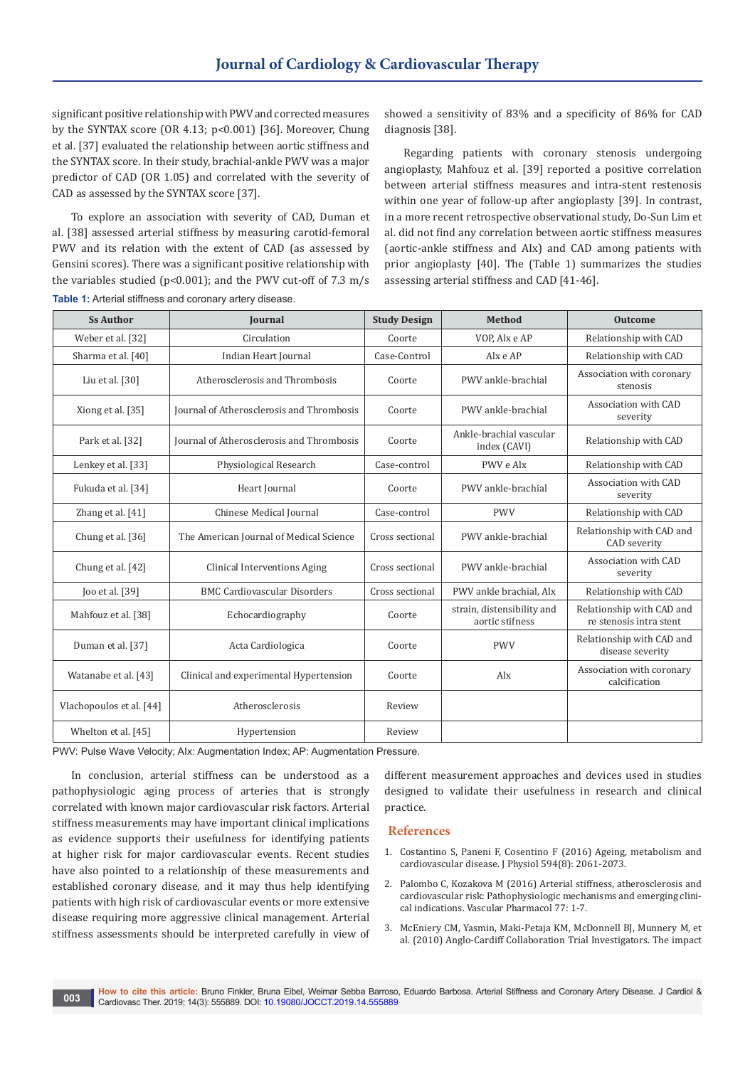significant positive relationship with PWV and corrected measures by the SYNTAX score (OR 4.13; p<0.001) [36]. Moreover, Chung et al. [37] evaluated the relationship between aortic stiffness and the SYNTAX score. In their study, brachial-ankle PWV was a major predictor of CAD (OR 1.05) and correlated with the severity of CAD as assessed by the SYNTAX score [37].

To explore an association with severity of CAD, Duman et al. [38] assessed arterial stiffness by measuring carotid-femoral PWV and its relation with the extent of CAD (as assessed by Gensini scores). There was a significant positive relationship with the variables studied (p<0.001); and the PWV cut-off of 7.3 m/s showed a sensitivity of 83% and a specificity of 86% for CAD diagnosis [38].

Regarding patients with coronary stenosis undergoing angioplasty, Mahfouz et al. [39] reported a positive correlation between arterial stiffness measures and intra-stent restenosis within one year of follow-up after angioplasty [39]. In contrast, in a more recent retrospective observational study, Do-Sun Lim et al. did not find any correlation between aortic stiffness measures (aortic-ankle stiffness and AIx) and CAD among patients with prior angioplasty [40]. The (Table 1) summarizes the studies assessing arterial stiffness and CAD [41-46].

**Table 1:** Arterial stiffness and coronary artery disease.

| Ss Author | Journal | Study Design | Method | Outcome |
|---|---|---|---|---|
| Weber et al. [32] | Circulation | Coorte | VOP, Alx e AP | Relationship with CAD |
| Sharma et al. [40] | Indian Heart Journal | Case-Control | Alx e AP | Relationship with CAD |
| Liu et al. [30] | Atherosclerosis and Thrombosis | Coorte | PWV ankle-brachial | Association with coronary stenosis |
| Xiong et al. [35] | Journal of Atherosclerosis and Thrombosis | Coorte | PWV ankle-brachial | Association with CAD severity |
| Park et al. [32] | Journal of Atherosclerosis and Thrombosis | Coorte | Ankle-brachial vascular index (CAVI) | Relationship with CAD |
| Lenkey et al. [33] | Physiological Research | Case-control | PWV e Alx | Relationship with CAD |
| Fukuda et al. [34] | Heart Journal | Coorte | PWV ankle-brachial | Association with CAD severity |
| Zhang et al. [41] | Chinese Medical Journal | Case-control | PWV | Relationship with CAD |
| Chung et al. [36] | The American Journal of Medical Science | Cross sectional | PWV ankle-brachial | Relationship with CAD and CAD severity |
| Chung et al. [42] | Clinical Interventions Aging | Cross sectional | PWV ankle-brachial | Association with CAD severity |
| Joo et al. [39] | BMC Cardiovascular Disorders | Cross sectional | PWV ankle brachial, Alx | Relationship with CAD |
| Mahfouz et al. [38] | Echocardiography | Coorte | strain, distensibility and aortic stifness | Relationship with CAD and re stenosis intra stent |
| Duman et al. [37] | Acta Cardiologica | Coorte | PWV | Relationship with CAD and disease severity |
| Watanabe et al. [43] | Clinical and experimental Hypertension | Coorte | Alx | Association with coronary calcification |
| Vlachopoulos et al. [44] | Atherosclerosis | Review | | |
| Whelton et al. [45] | Hypertension | Review | | |

PWV: Pulse Wave Velocity; AIx: Augmentation Index; AP: Augmentation Pressure.

In conclusion, arterial stiffness can be understood as a pathophysiologic aging process of arteries that is strongly correlated with known major cardiovascular risk factors. Arterial stiffness measurements may have important clinical implications as evidence supports their usefulness for identifying patients at higher risk for major cardiovascular events. Recent studies have also pointed to a relationship of these measurements and established coronary disease, and it may thus help identifying patients with high risk of cardiovascular events or more extensive disease requiring more aggressive clinical management. Arterial stiffness assessments should be interpreted carefully in view of different measurement approaches and devices used in studies designed to validate their usefulness in research and clinical practice.

## References

1. Costantino S, Paneni F, Cosentino F (2016) Ageing, metabolism and cardiovascular disease. J Physiol 594(8): 2061-2073.
2. Palombo C, Kozakova M (2016) Arterial stiffness, atherosclerosis and cardiovascular risk: Pathophysiologic mechanisms and emerging clinical indications. Vascular Pharmacol 77: 1-7.
3. McEniery CM, Yasmin, Maki-Petaja KM, McDonnell BJ, Munnery M, et al. (2010) Anglo-Cardiff Collaboration Trial Investigators. The impact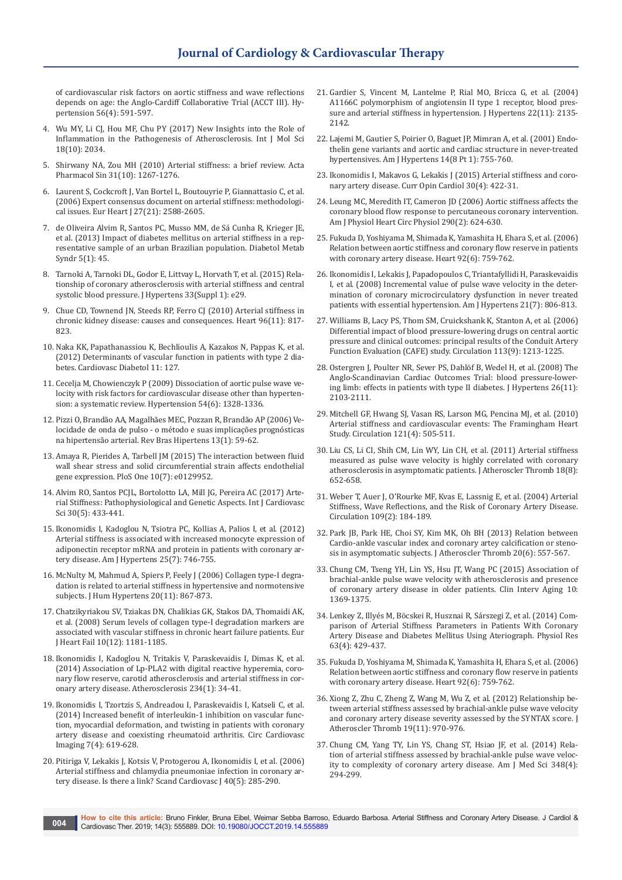of cardiovascular risk factors on aortic stiffness and wave reflections depends on age: the Anglo-Cardiff Collaborative Trial (ACCT III). Hypertension 56(4): 591-597.

4. Wu MY, Li CJ, Hou MF, Chu PY (2017) New Insights into the Role of Inflammation in the Pathogenesis of Atherosclerosis. Int J Mol Sci 18(10): 2034.

5. Shirwany NA, Zou MH (2010) Arterial stiffness: a brief review. Acta Pharmacol Sin 31(10): 1267-1276.

6. Laurent S, Cockcroft J, Van Bortel L, Boutouyrie P, Giannattasio C, et al. (2006) Expert consensus document on arterial stiffness: methodological issues. Eur Heart J 27(21): 2588-2605.

7. de Oliveira Alvim R, Santos PC, Musso MM, de Sá Cunha R, Krieger JE, et al. (2013) Impact of diabetes mellitus on arterial stiffness in a representative sample of an urban Brazilian population. Diabetol Metab Syndr 5(1): 45.

8. Tarnoki A, Tarnoki DL, Godor E, Littvay L, Horvath T, et al. (2015) Relationship of coronary atherosclerosis with arterial stiffness and central systolic blood pressure. J Hypertens 33(Suppl 1): e29.

9. Chue CD, Townend JN, Steeds RP, Ferro CJ (2010) Arterial stiffness in chronic kidney disease: causes and consequences. Heart 96(11): 817-823.

10. Naka KK, Papathanassiou K, Bechlioulis A, Kazakos N, Pappas K, et al. (2012) Determinants of vascular function in patients with type 2 diabetes. Cardiovasc Diabetol 11: 127.

11. Cecelja M, Chowienczyk P (2009) Dissociation of aortic pulse wave velocity with risk factors for cardiovascular disease other than hypertension: a systematic review. Hypertension 54(6): 1328-1336.

12. Pizzi O, Brandão AA, Magalhães MEC, Pozzan R, Brandão AP (2006) Velocidade de onda de pulso - o método e suas implicações prognósticas na hipertensão arterial. Rev Bras Hipertens 13(1): 59-62.

13. Amaya R, Pierides A, Tarbell JM (2015) The interaction between fluid wall shear stress and solid circumferential strain affects endothelial gene expression. PloS One 10(7): e0129952.

14. Alvim RO, Santos PCJL, Bortolotto LA, Mill JG, Pereira AC (2017) Arterial Stiffness: Pathophysiological and Genetic Aspects. Int J Cardiovasc Sci 30(5): 433-441.

15. Ikonomidis I, Kadoglou N, Tsiotra PC, Kollias A, Palios I, et al. (2012) Arterial stiffness is associated with increased monocyte expression of adiponectin receptor mRNA and protein in patients with coronary artery disease. Am J Hypertens 25(7): 746-755.

16. McNulty M, Mahmud A, Spiers P, Feely J (2006) Collagen type-I degradation is related to arterial stiffness in hypertensive and normotensive subjects. J Hum Hypertens 20(11): 867-873.

17. Chatzikyriakou SV, Tziakas DN, Chalikias GK, Stakos DA, Thomaidi AK, et al. (2008) Serum levels of collagen type-I degradation markers are associated with vascular stiffness in chronic heart failure patients. Eur J Heart Fail 10(12): 1181-1185.

18. Ikonomidis I, Kadoglou N, Tritakis V, Paraskevaidis I, Dimas K, et al. (2014) Association of Lp-PLA2 with digital reactive hyperemia, coronary flow reserve, carotid atherosclerosis and arterial stiffness in coronary artery disease. Atherosclerosis 234(1): 34-41.

19. Ikonomidis I, Tzortzis S, Andreadou I, Paraskevaidis I, Katseli C, et al. (2014) Increased benefit of interleukin-1 inhibition on vascular function, myocardial deformation, and twisting in patients with coronary artery disease and coexisting rheumatoid arthritis. Circ Cardiovasc Imaging 7(4): 619-628.

20. Pitiriga V, Lekakis J, Kotsis V, Protogerou A, Ikonomidis I, et al. (2006) Arterial stiffness and chlamydia pneumoniae infection in coronary artery disease. Is there a link? Scand Cardiovasc J 40(5): 285-290.

21. Gardier S, Vincent M, Lantelme P, Rial MO, Bricca G, et al. (2004) A1166C polymorphism of angiotensin II type 1 receptor, blood pressure and arterial stiffness in hypertension. J Hypertens 22(11): 2135-2142.

22. Lajemi M, Gautier S, Poirier O, Baguet JP, Mimran A, et al. (2001) Endothelin gene variants and aortic and cardiac structure in never-treated hypertensives. Am J Hypertens 14(8 Pt 1): 755-760.

23. Ikonomidis I, Makavos G, Lekakis J (2015) Arterial stiffness and coronary artery disease. Curr Opin Cardiol 30(4): 422-31.

24. Leung MC, Meredith IT, Cameron JD (2006) Aortic stiffness affects the coronary blood flow response to percutaneous coronary intervention. Am J Physiol Heart Circ Physiol 290(2): 624-630.

25. Fukuda D, Yoshiyama M, Shimada K, Yamashita H, Ehara S, et al. (2006) Relation between aortic stiffness and coronary flow reserve in patients with coronary artery disease. Heart 92(6): 759-762.

26. Ikonomidis I, Lekakis J, Papadopoulos C, Triantafyllidi H, Paraskevaidis I, et al. (2008) Incremental value of pulse wave velocity in the determination of coronary microcirculatory dysfunction in never treated patients with essential hypertension. Am J Hypertens 21(7): 806-813.

27. Williams B, Lacy PS, Thom SM, Cruickshank K, Stanton A, et al. (2006) Differential impact of blood pressure-lowering drugs on central aortic pressure and clinical outcomes: principal results of the Conduit Artery Function Evaluation (CAFE) study. Circulation 113(9): 1213-1225.

28. Ostergren J, Poulter NR, Sever PS, Dahlöf B, Wedel H, et al. (2008) The Anglo-Scandinavian Cardiac Outcomes Trial: blood pressure-lowering limb: effects in patients with type II diabetes. J Hypertens 26(11): 2103-2111.

29. Mitchell GF, Hwang SJ, Vasan RS, Larson MG, Pencina MJ, et al. (2010) Arterial stiffness and cardiovascular events: The Framingham Heart Study. Circulation 121(4): 505-511.

30. Liu CS, Li CI, Shih CM, Lin WY, Lin CH, et al. (2011) Arterial stiffness measured as pulse wave velocity is highly correlated with coronary atherosclerosis in asymptomatic patients. J Atheroscler Thromb 18(8): 652-658.

31. Weber T, Auer J, O'Rourke MF, Kvas E, Lassnig E, et al. (2004) Arterial Stiffness, Wave Reflections, and the Risk of Coronary Artery Disease. Circulation 109(2): 184-189.

32. Park JB, Park HE, Choi SY, Kim MK, Oh BH (2013) Relation between Cardio-ankle vascular index and coronary artey calcification or stenosis in asymptomatic subjects. J Atheroscler Thromb 20(6): 557-567.

33. Chung CM, Tseng YH, Lin YS, Hsu JT, Wang PC (2015) Association of brachial-ankle pulse wave velocity with atherosclerosis and presence of coronary artery disease in older patients. Clin Interv Aging 10: 1369-1375.

34. Lenkey Z, Illyés M, Böcskei R, Husznai R, Sárszegi Z, et al. (2014) Comparison of Arterial Stiffness Parameters in Patients With Coronary Artery Disease and Diabetes Mellitus Using Ateriograph. Physiol Res 63(4): 429-437.

35. Fukuda D, Yoshiyama M, Shimada K, Yamashita H, Ehara S, et al. (2006) Relation between aortic stiffness and coronary flow reserve in patients with coronary artery disease. Heart 92(6): 759-762.

36. Xiong Z, Zhu C, Zheng Z, Wang M, Wu Z, et al. (2012) Relationship between arterial stiffness assessed by brachial-ankle pulse wave velocity and coronary artery disease severity assessed by the SYNTAX score. J Atheroscler Thromb 19(11): 970-976.

37. Chung CM, Yang TY, Lin YS, Chang ST, Hsiao JF, et al. (2014) Relation of arterial stiffness assessed by brachial-ankle pulse wave velocity to complexity of coronary artery disease. Am J Med Sci 348(4): 294-299.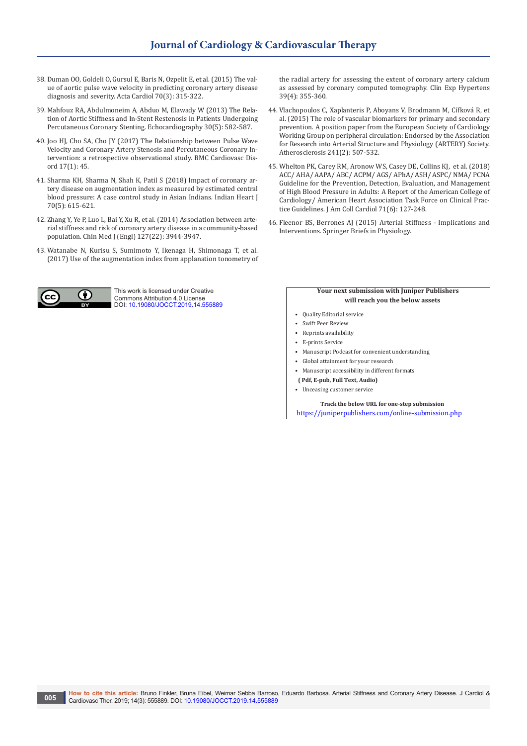38. Duman OO, Goldeli O, Gursul E, Baris N, Ozpelit E, et al. (2015) The value of aortic pulse wave velocity in predicting coronary artery disease diagnosis and severity. Acta Cardiol 70(3): 315-322.

39. Mahfouz RA, Abdulmoneim A, Abduo M, Elawady W (2013) The Relation of Aortic Stiffness and In-Stent Restenosis in Patients Undergoing Percutaneous Coronary Stenting. Echocardiography 30(5): 582-587.

40. Joo HJ, Cho SA, Cho JY (2017) The Relationship between Pulse Wave Velocity and Coronary Artery Stenosis and Percutaneous Coronary Intervention: a retrospective observational study. BMC Cardiovasc Disord 17(1): 45.

41. Sharma KH, Sharma N, Shah K, Patil S (2018) Impact of coronary artery disease on augmentation index as measured by estimated central blood pressure: A case control study in Asian Indians. Indian Heart J 70(5): 615-621.

42. Zhang Y, Ye P, Luo L, Bai Y, Xu R, et al. (2014) Association between arterial stiffness and risk of coronary artery disease in a community-based population. Chin Med J (Engl) 127(22): 3944-3947.

43. Watanabe N, Kurisu S, Sumimoto Y, Ikenaga H, Shimonaga T, et al. (2017) Use of the augmentation index from applanation tonometry of the radial artery for assessing the extent of coronary artery calcium as assessed by coronary computed tomography. Clin Exp Hypertens 39(4): 355-360.

44. Vlachopoulos C, Xaplanteris P, Aboyans V, Brodmann M, Cífková R, et al. (2015) The role of vascular biomarkers for primary and secondary prevention. A position paper from the European Society of Cardiology Working Group on peripheral circulation: Endorsed by the Association for Research into Arterial Structure and Physiology (ARTERY) Society. Atherosclerosis 241(2): 507-532.

45. Whelton PK, Carey RM, Aronow WS, Casey DE, Collins KJ, et al. (2018) ACC/ AHA/ AAPA/ ABC/ ACPM/ AGS/ APhA/ ASH/ ASPC/ NMA/ PCNA Guideline for the Prevention, Detection, Evaluation, and Management of High Blood Pressure in Adults: A Report of the American College of Cardiology/ American Heart Association Task Force on Clinical Practice Guidelines. J Am Coll Cardiol 71(6): 127-248.

46. Fleenor BS, Berrones AJ (2015) Arterial Stiffness - Implications and Interventions. Springer Briefs in Physiology.

This work is licensed under Creative Commons Attribution 4.0 License
DOI: 10.19080/JOCCT.2019.14.555889

**Your next submission with Juniper Publishers will reach you the below assets**

- Quality Editorial service
- Swift Peer Review
- Reprints availability
- E-prints Service
- Manuscript Podcast for convenient understanding
- Global attainment for your research
- Manuscript accessibility in different formats

**( Pdf, E-pub, Full Text, Audio)**

- Unceasing customer service

**Track the below URL for one-step submission**
https://juniperpublishers.com/online-submission.php

**How to cite this article:** Bruno Finkler, Bruna Eibel, Weimar Sebba Barroso, Eduardo Barbosa. Arterial Stiffness and Coronary Artery Disease. J Cardiol & Cardiovasc Ther. 2019; 14(3): 555889. DOI: 10.19080/JOCCT.2019.14.555889